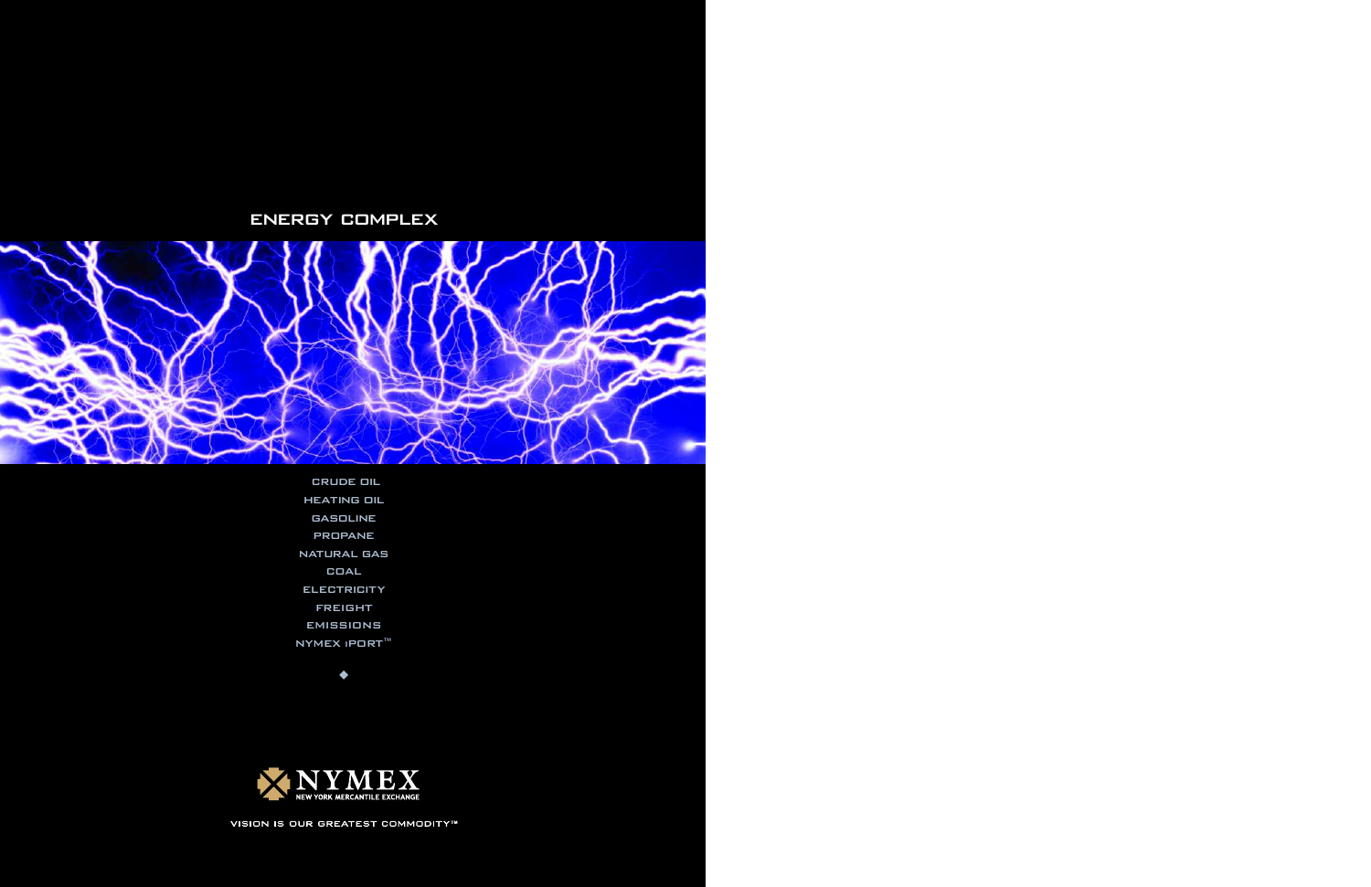# ENERGY COMPLEX

CRUDE OIL

HEATING OIL

GASOLINE

PROPANE

NATURAL GAS

COAL

ELECTRICITY

FREIGHT

EMISSIONS

NYMEX iPORT™

◆

NYMEX

NEW YORK MERCANTILE EXCHANGE

VISION IS OUR GREATEST COMMODITY™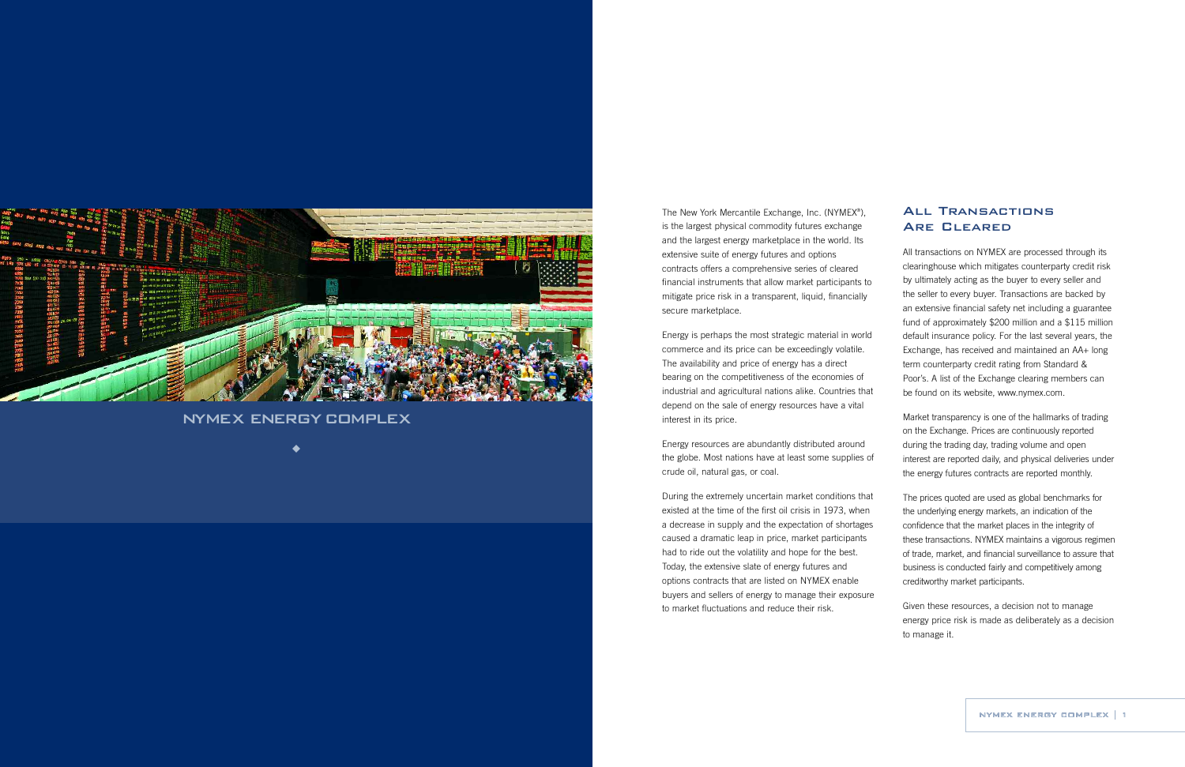# NYMEX Energy Complex

The New York Mercantile Exchange, Inc. (NYMEX®), is the largest physical commodity futures exchange and the largest energy marketplace in the world. Its extensive suite of energy futures and options contracts offers a comprehensive series of cleared financial instruments that allow market participants to mitigate price risk in a transparent, liquid, financially secure marketplace.

Energy is perhaps the most strategic material in world commerce and its price can be exceedingly volatile. The availability and price of energy has a direct bearing on the competitiveness of the economies of industrial and agricultural nations alike. Countries that depend on the sale of energy resources have a vital interest in its price.

Energy resources are abundantly distributed around the globe. Most nations have at least some supplies of crude oil, natural gas, or coal.

During the extremely uncertain market conditions that existed at the time of the first oil crisis in 1973, when a decrease in supply and the expectation of shortages caused a dramatic leap in price, market participants had to ride out the volatility and hope for the best. Today, the extensive slate of energy futures and options contracts that are listed on NYMEX enable buyers and sellers of energy to manage their exposure to market fluctuations and reduce their risk.

## All Transactions Are Cleared

All transactions on NYMEX are processed through its clearinghouse which mitigates counterparty credit risk by ultimately acting as the buyer to every seller and the seller to every buyer. Transactions are backed by an extensive financial safety net including a guarantee fund of approximately $200 million and a $115 million default insurance policy. For the last several years, the Exchange, has received and maintained an AA+ long term counterparty credit rating from Standard & Poor's. A list of the Exchange clearing members can be found on its website, www.nymex.com.

Market transparency is one of the hallmarks of trading on the Exchange. Prices are continuously reported during the trading day, trading volume and open interest are reported daily, and physical deliveries under the energy futures contracts are reported monthly.

The prices quoted are used as global benchmarks for the underlying energy markets, an indication of the confidence that the market places in the integrity of these transactions. NYMEX maintains a vigorous regimen of trade, market, and financial surveillance to assure that business is conducted fairly and competitively among creditworthy market participants.

Given these resources, a decision not to manage energy price risk is made as deliberately as a decision to manage it.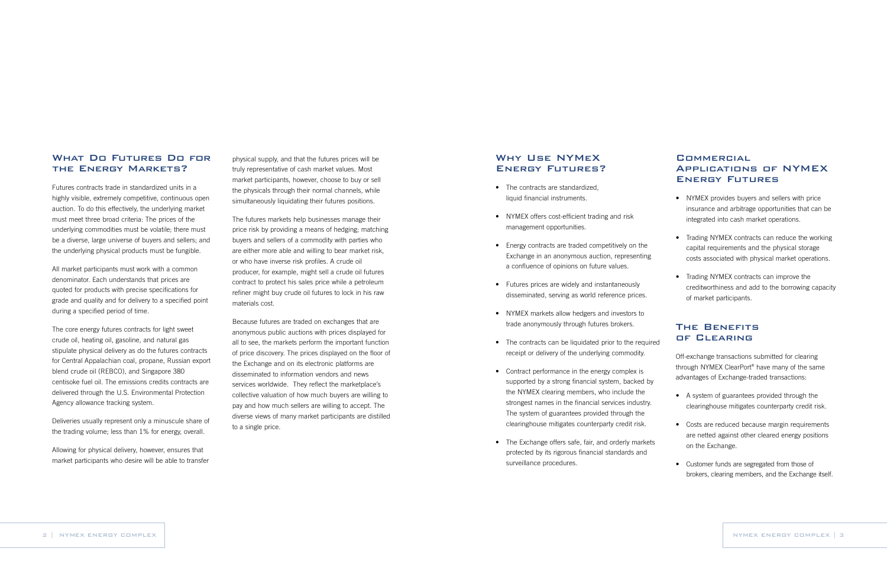## What Do Futures Do for the Energy Markets?

Futures contracts trade in standardized units in a highly visible, extremely competitive, continuous open auction. To do this effectively, the underlying market must meet three broad criteria: The prices of the underlying commodities must be volatile; there must be a diverse, large universe of buyers and sellers; and the underlying physical products must be fungible.

All market participants must work with a common denominator. Each understands that prices are quoted for products with precise specifications for grade and quality and for delivery to a specified point during a specified period of time.

The core energy futures contracts for light sweet crude oil, heating oil, gasoline, and natural gas stipulate physical delivery as do the futures contracts for Central Appalachian coal, propane, Russian export blend crude oil (REBCO), and Singapore 380 centisoke fuel oil. The emissions credits contracts are delivered through the U.S. Environmental Protection Agency allowance tracking system.

Deliveries usually represent only a minuscule share of the trading volume; less than 1% for energy, overall.

Allowing for physical delivery, however, ensures that market participants who desire will be able to transfer physical supply, and that the futures prices will be truly representative of cash market values. Most market participants, however, choose to buy or sell the physicals through their normal channels, while simultaneously liquidating their futures positions.

The futures markets help businesses manage their price risk by providing a means of hedging; matching buyers and sellers of a commodity with parties who are either more able and willing to bear market risk, or who have inverse risk profiles. A crude oil producer, for example, might sell a crude oil futures contract to protect his sales price while a petroleum refiner might buy crude oil futures to lock in his raw materials cost.

Because futures are traded on exchanges that are anonymous public auctions with prices displayed for all to see, the markets perform the important function of price discovery. The prices displayed on the floor of the Exchange and on its electronic platforms are disseminated to information vendors and news services worldwide. They reflect the marketplace's collective valuation of how much buyers are willing to pay and how much sellers are willing to accept. The diverse views of many market participants are distilled to a single price.

## Why Use NYMEX Energy Futures?

- The contracts are standardized, liquid financial instruments.
- NYMEX offers cost-efficient trading and risk management opportunities.
- Energy contracts are traded competitively on the Exchange in an anonymous auction, representing a confluence of opinions on future values.
- Futures prices are widely and instantaneously disseminated, serving as world reference prices.
- NYMEX markets allow hedgers and investors to trade anonymously through futures brokers.
- The contracts can be liquidated prior to the required receipt or delivery of the underlying commodity.
- Contract performance in the energy complex is supported by a strong financial system, backed by the NYMEX clearing members, who include the strongest names in the financial services industry. The system of guarantees provided through the clearinghouse mitigates counterparty credit risk.
- The Exchange offers safe, fair, and orderly markets protected by its rigorous financial standards and surveillance procedures.

## Commercial Applications of NYMEX Energy Futures

- NYMEX provides buyers and sellers with price insurance and arbitrage opportunities that can be integrated into cash market operations.
- Trading NYMEX contracts can reduce the working capital requirements and the physical storage costs associated with physical market operations.
- Trading NYMEX contracts can improve the creditworthiness and add to the borrowing capacity of market participants.

## The Benefits of Clearing

Off-exchange transactions submitted for clearing through NYMEX ClearPort® have many of the same advantages of Exchange-traded transactions:

- A system of guarantees provided through the clearinghouse mitigates counterparty credit risk.
- Costs are reduced because margin requirements are netted against other cleared energy positions on the Exchange.
- Customer funds are segregated from those of brokers, clearing members, and the Exchange itself.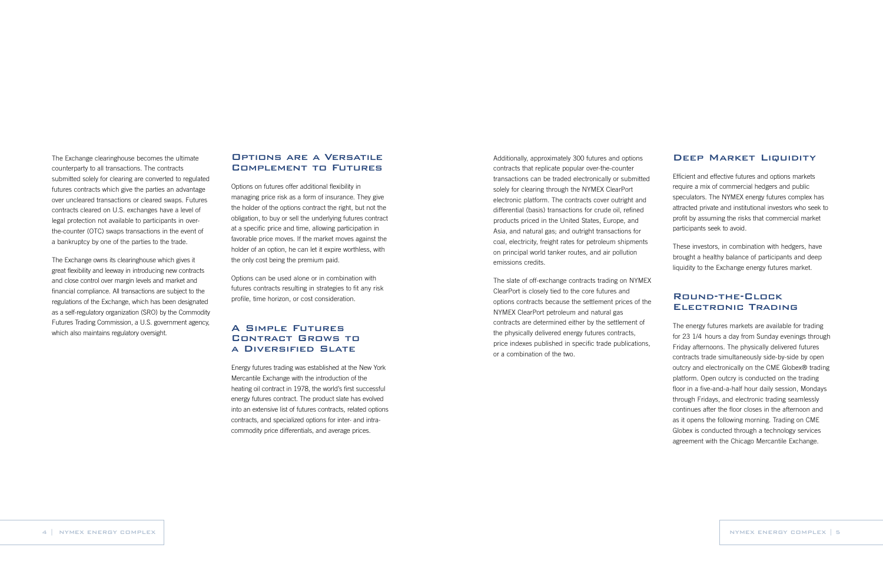The Exchange clearinghouse becomes the ultimate counterparty to all transactions. The contracts submitted solely for clearing are converted to regulated futures contracts which give the parties an advantage over uncleared transactions or cleared swaps. Futures contracts cleared on U.S. exchanges have a level of legal protection not available to participants in over-the-counter (OTC) swaps transactions in the event of a bankruptcy by one of the parties to the trade.

The Exchange owns its clearinghouse which gives it great flexibility and leeway in introducing new contracts and close control over margin levels and market and financial compliance. All transactions are subject to the regulations of the Exchange, which has been designated as a self-regulatory organization (SRO) by the Commodity Futures Trading Commission, a U.S. government agency, which also maintains regulatory oversight.

## Options are a Versatile Complement to Futures

Options on futures offer additional flexibility in managing price risk as a form of insurance. They give the holder of the options contract the right, but not the obligation, to buy or sell the underlying futures contract at a specific price and time, allowing participation in favorable price moves. If the market moves against the holder of an option, he can let it expire worthless, with the only cost being the premium paid.

Options can be used alone or in combination with futures contracts resulting in strategies to fit any risk profile, time horizon, or cost consideration.

## A Simple Futures Contract Grows to a Diversified Slate

Energy futures trading was established at the New York Mercantile Exchange with the introduction of the heating oil contract in 1978, the world's first successful energy futures contract. The product slate has evolved into an extensive list of futures contracts, related options contracts, and specialized options for inter- and intra-commodity price differentials, and average prices.

Additionally, approximately 300 futures and options contracts that replicate popular over-the-counter transactions can be traded electronically or submitted solely for clearing through the NYMEX ClearPort electronic platform. The contracts cover outright and differential (basis) transactions for crude oil, refined products priced in the United States, Europe, and Asia, and natural gas; and outright transactions for coal, electricity, freight rates for petroleum shipments on principal world tanker routes, and air pollution emissions credits.

The slate of off-exchange contracts trading on NYMEX ClearPort is closely tied to the core futures and options contracts because the settlement prices of the NYMEX ClearPort petroleum and natural gas contracts are determined either by the settlement of the physically delivered energy futures contracts, price indexes published in specific trade publications, or a combination of the two.

## Deep Market Liquidity

Efficient and effective futures and options markets require a mix of commercial hedgers and public speculators. The NYMEX energy futures complex has attracted private and institutional investors who seek to profit by assuming the risks that commercial market participants seek to avoid.

These investors, in combination with hedgers, have brought a healthy balance of participants and deep liquidity to the Exchange energy futures market.

## Round-the-Clock Electronic Trading

The energy futures markets are available for trading for 23 1/4 hours a day from Sunday evenings through Friday afternoons. The physically delivered futures contracts trade simultaneously side-by-side by open outcry and electronically on the CME Globex® trading platform. Open outcry is conducted on the trading floor in a five-and-a-half hour daily session, Mondays through Fridays, and electronic trading seamlessly continues after the floor closes in the afternoon and as it opens the following morning. Trading on CME Globex is conducted through a technology services agreement with the Chicago Mercantile Exchange.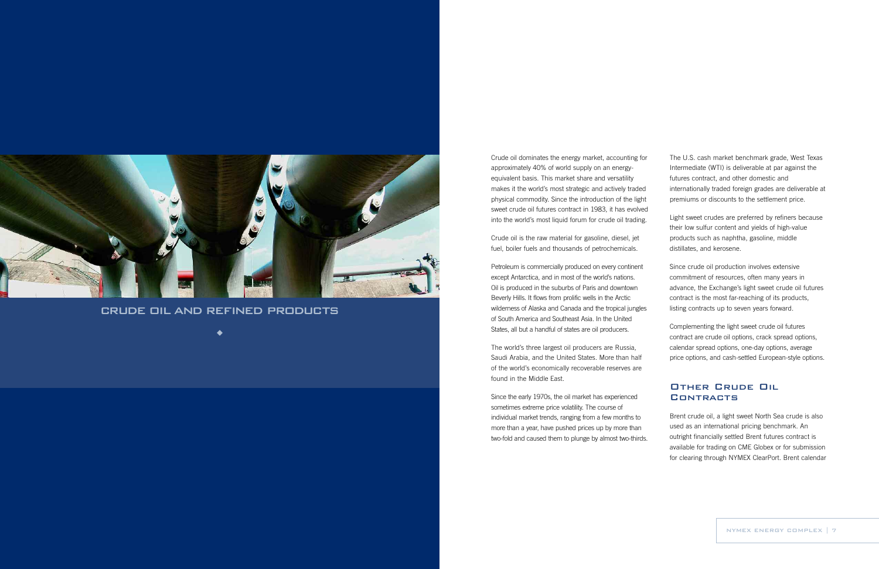# CRUDE OIL AND REFINED PRODUCTS

Crude oil dominates the energy market, accounting for approximately 40% of world supply on an energy-equivalent basis. This market share and versatility makes it the world's most strategic and actively traded physical commodity. Since the introduction of the light sweet crude oil futures contract in 1983, it has evolved into the world's most liquid forum for crude oil trading.

Crude oil is the raw material for gasoline, diesel, jet fuel, boiler fuels and thousands of petrochemicals.

Petroleum is commercially produced on every continent except Antarctica, and in most of the world's nations. Oil is produced in the suburbs of Paris and downtown Beverly Hills. It flows from prolific wells in the Arctic wilderness of Alaska and Canada and the tropical jungles of South America and Southeast Asia. In the United States, all but a handful of states are oil producers.

The world's three largest oil producers are Russia, Saudi Arabia, and the United States. More than half of the world's economically recoverable reserves are found in the Middle East.

Since the early 1970s, the oil market has experienced sometimes extreme price volatility. The course of individual market trends, ranging from a few months to more than a year, have pushed prices up by more than two-fold and caused them to plunge by almost two-thirds.

The U.S. cash market benchmark grade, West Texas Intermediate (WTI) is deliverable at par against the futures contract, and other domestic and internationally traded foreign grades are deliverable at premiums or discounts to the settlement price.

Light sweet crudes are preferred by refiners because their low sulfur content and yields of high-value products such as naphtha, gasoline, middle distillates, and kerosene.

Since crude oil production involves extensive commitment of resources, often many years in advance, the Exchange's light sweet crude oil futures contract is the most far-reaching of its products, listing contracts up to seven years forward.

Complementing the light sweet crude oil futures contract are crude oil options, crack spread options, calendar spread options, one-day options, average price options, and cash-settled European-style options.

## Other Crude Oil Contracts

Brent crude oil, a light sweet North Sea crude is also used as an international pricing benchmark. An outright financially settled Brent futures contract is available for trading on CME Globex or for submission for clearing through NYMEX ClearPort. Brent calendar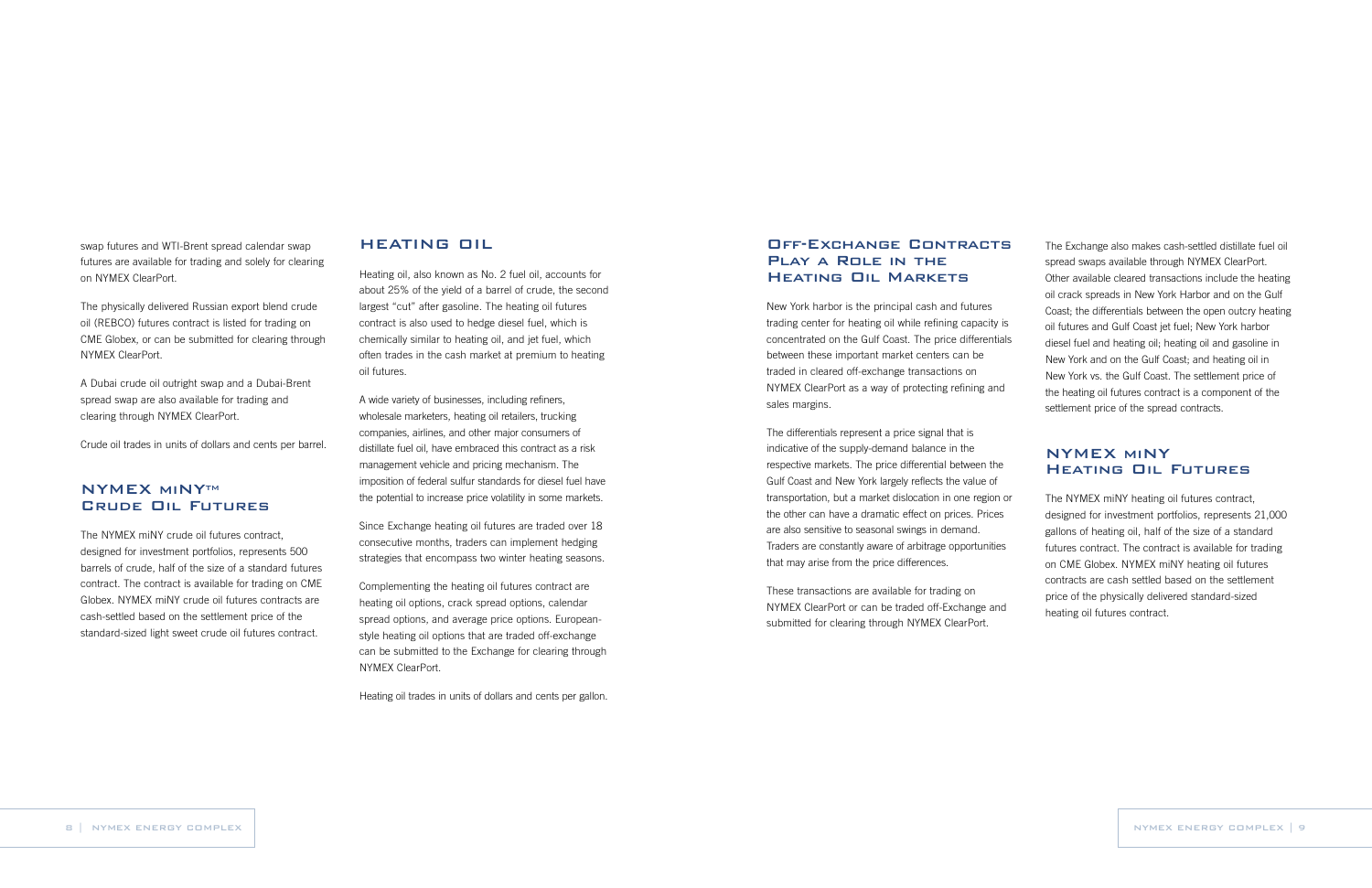swap futures and WTI-Brent spread calendar swap futures are available for trading and solely for clearing on NYMEX ClearPort.

The physically delivered Russian export blend crude oil (REBCO) futures contract is listed for trading on CME Globex, or can be submitted for clearing through NYMEX ClearPort.

A Dubai crude oil outright swap and a Dubai-Brent spread swap are also available for trading and clearing through NYMEX ClearPort.

Crude oil trades in units of dollars and cents per barrel.

## NYMEX miNY™ Crude Oil Futures

The NYMEX miNY crude oil futures contract, designed for investment portfolios, represents 500 barrels of crude, half of the size of a standard futures contract. The contract is available for trading on CME Globex. NYMEX miNY crude oil futures contracts are cash-settled based on the settlement price of the standard-sized light sweet crude oil futures contract.

## Heating Oil

Heating oil, also known as No. 2 fuel oil, accounts for about 25% of the yield of a barrel of crude, the second largest "cut" after gasoline. The heating oil futures contract is also used to hedge diesel fuel, which is chemically similar to heating oil, and jet fuel, which often trades in the cash market at premium to heating oil futures.

A wide variety of businesses, including refiners, wholesale marketers, heating oil retailers, trucking companies, airlines, and other major consumers of distillate fuel oil, have embraced this contract as a risk management vehicle and pricing mechanism. The imposition of federal sulfur standards for diesel fuel have the potential to increase price volatility in some markets.

Since Exchange heating oil futures are traded over 18 consecutive months, traders can implement hedging strategies that encompass two winter heating seasons.

Complementing the heating oil futures contract are heating oil options, crack spread options, calendar spread options, and average price options. European-style heating oil options that are traded off-exchange can be submitted to the Exchange for clearing through NYMEX ClearPort.

Heating oil trades in units of dollars and cents per gallon.

## Off-Exchange Contracts Play a Role in the Heating Oil Markets

New York harbor is the principal cash and futures trading center for heating oil while refining capacity is concentrated on the Gulf Coast. The price differentials between these important market centers can be traded in cleared off-exchange transactions on NYMEX ClearPort as a way of protecting refining and sales margins.

The differentials represent a price signal that is indicative of the supply-demand balance in the respective markets. The price differential between the Gulf Coast and New York largely reflects the value of transportation, but a market dislocation in one region or the other can have a dramatic effect on prices. Prices are also sensitive to seasonal swings in demand. Traders are constantly aware of arbitrage opportunities that may arise from the price differences.

These transactions are available for trading on NYMEX ClearPort or can be traded off-Exchange and submitted for clearing through NYMEX ClearPort.

The Exchange also makes cash-settled distillate fuel oil spread swaps available through NYMEX ClearPort. Other available cleared transactions include the heating oil crack spreads in New York Harbor and on the Gulf Coast; the differentials between the open outcry heating oil futures and Gulf Coast jet fuel; New York harbor diesel fuel and heating oil; heating oil and gasoline in New York and on the Gulf Coast; and heating oil in New York vs. the Gulf Coast. The settlement price of the heating oil futures contract is a component of the settlement price of the spread contracts.

## NYMEX miNY Heating Oil Futures

The NYMEX miNY heating oil futures contract, designed for investment portfolios, represents 21,000 gallons of heating oil, half of the size of a standard futures contract. The contract is available for trading on CME Globex. NYMEX miNY heating oil futures contracts are cash settled based on the settlement price of the physically delivered standard-sized heating oil futures contract.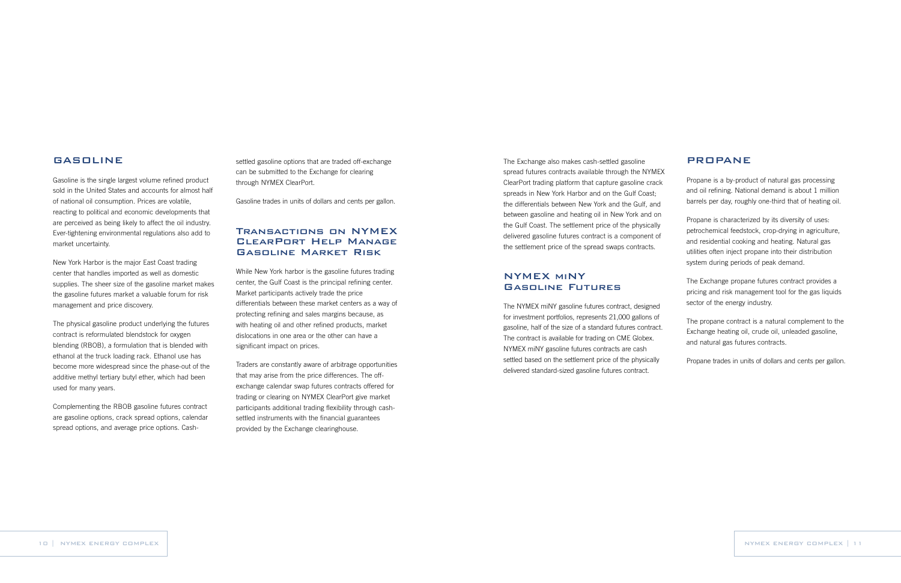## GASOLINE

Gasoline is the single largest volume refined product sold in the United States and accounts for almost half of national oil consumption. Prices are volatile, reacting to political and economic developments that are perceived as being likely to affect the oil industry. Ever-tightening environmental regulations also add to market uncertainty.

New York Harbor is the major East Coast trading center that handles imported as well as domestic supplies. The sheer size of the gasoline market makes the gasoline futures market a valuable forum for risk management and price discovery.

The physical gasoline product underlying the futures contract is reformulated blendstock for oxygen blending (RBOB), a formulation that is blended with ethanol at the truck loading rack. Ethanol use has become more widespread since the phase-out of the additive methyl tertiary butyl ether, which had been used for many years.

Complementing the RBOB gasoline futures contract are gasoline options, crack spread options, calendar spread options, and average price options. Cash-settled gasoline options that are traded off-exchange can be submitted to the Exchange for clearing through NYMEX ClearPort.

Gasoline trades in units of dollars and cents per gallon.

### Transactions on NYMEX ClearPort Help Manage Gasoline Market Risk

While New York harbor is the gasoline futures trading center, the Gulf Coast is the principal refining center. Market participants actively trade the price differentials between these market centers as a way of protecting refining and sales margins because, as with heating oil and other refined products, market dislocations in one area or the other can have a significant impact on prices.

Traders are constantly aware of arbitrage opportunities that may arise from the price differences. The off-exchange calendar swap futures contracts offered for trading or clearing on NYMEX ClearPort give market participants additional trading flexibility through cash-settled instruments with the financial guarantees provided by the Exchange clearinghouse.

The Exchange also makes cash-settled gasoline spread futures contracts available through the NYMEX ClearPort trading platform that capture gasoline crack spreads in New York Harbor and on the Gulf Coast; the differentials between New York and the Gulf, and between gasoline and heating oil in New York and on the Gulf Coast. The settlement price of the physically delivered gasoline futures contract is a component of the settlement price of the spread swaps contracts.

### NYMEX miNY Gasoline Futures

The NYMEX miNY gasoline futures contract, designed for investment portfolios, represents 21,000 gallons of gasoline, half of the size of a standard futures contract. The contract is available for trading on CME Globex. NYMEX miNY gasoline futures contracts are cash settled based on the settlement price of the physically delivered standard-sized gasoline futures contract.

## PROPANE

Propane is a by-product of natural gas processing and oil refining. National demand is about 1 million barrels per day, roughly one-third that of heating oil.

Propane is characterized by its diversity of uses: petrochemical feedstock, crop-drying in agriculture, and residential cooking and heating. Natural gas utilities often inject propane into their distribution system during periods of peak demand.

The Exchange propane futures contract provides a pricing and risk management tool for the gas liquids sector of the energy industry.

The propane contract is a natural complement to the Exchange heating oil, crude oil, unleaded gasoline, and natural gas futures contracts.

Propane trades in units of dollars and cents per gallon.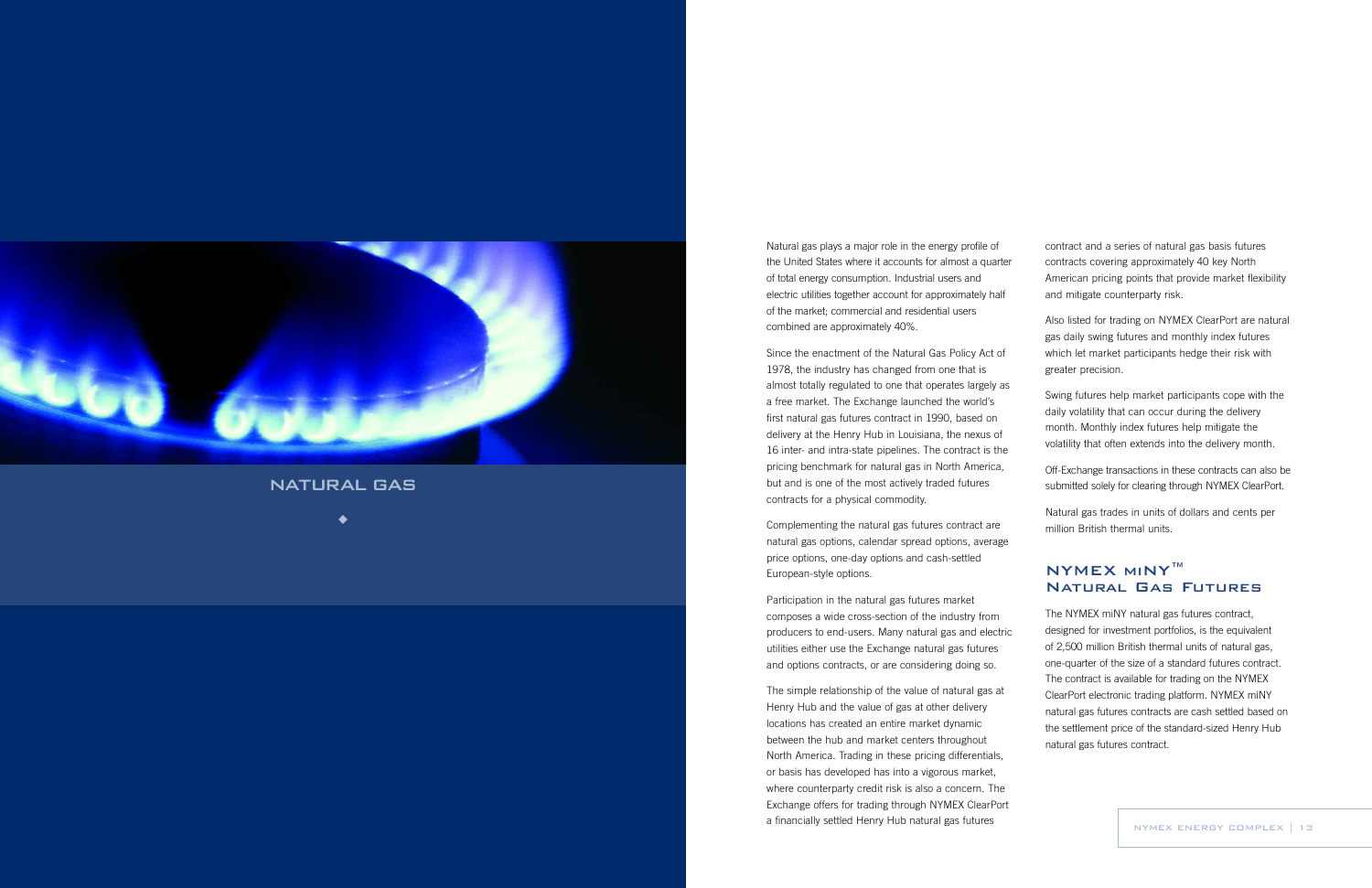# NATURAL GAS

Natural gas plays a major role in the energy profile of the United States where it accounts for almost a quarter of total energy consumption. Industrial users and electric utilities together account for approximately half of the market; commercial and residential users combined are approximately 40%.

Since the enactment of the Natural Gas Policy Act of 1978, the industry has changed from one that is almost totally regulated to one that operates largely as a free market. The Exchange launched the world's first natural gas futures contract in 1990, based on delivery at the Henry Hub in Louisiana, the nexus of 16 inter- and intra-state pipelines. The contract is the pricing benchmark for natural gas in North America, but and is one of the most actively traded futures contracts for a physical commodity.

Complementing the natural gas futures contract are natural gas options, calendar spread options, average price options, one-day options and cash-settled European-style options.

Participation in the natural gas futures market composes a wide cross-section of the industry from producers to end-users. Many natural gas and electric utilities either use the Exchange natural gas futures and options contracts, or are considering doing so.

The simple relationship of the value of natural gas at Henry Hub and the value of gas at other delivery locations has created an entire market dynamic between the hub and market centers throughout North America. Trading in these pricing differentials, or basis has developed has into a vigorous market, where counterparty credit risk is also a concern. The Exchange offers for trading through NYMEX ClearPort a financially settled Henry Hub natural gas futures contract and a series of natural gas basis futures contracts covering approximately 40 key North American pricing points that provide market flexibility and mitigate counterparty risk.

Also listed for trading on NYMEX ClearPort are natural gas daily swing futures and monthly index futures which let market participants hedge their risk with greater precision.

Swing futures help market participants cope with the daily volatility that can occur during the delivery month. Monthly index futures help mitigate the volatility that often extends into the delivery month.

Off-Exchange transactions in these contracts can also be submitted solely for clearing through NYMEX ClearPort.

Natural gas trades in units of dollars and cents per million British thermal units.

## NYMEX miNY™ Natural Gas Futures

The NYMEX miNY natural gas futures contract, designed for investment portfolios, is the equivalent of 2,500 million British thermal units of natural gas, one-quarter of the size of a standard futures contract. The contract is available for trading on the NYMEX ClearPort electronic trading platform. NYMEX miNY natural gas futures contracts are cash settled based on the settlement price of the standard-sized Henry Hub natural gas futures contract.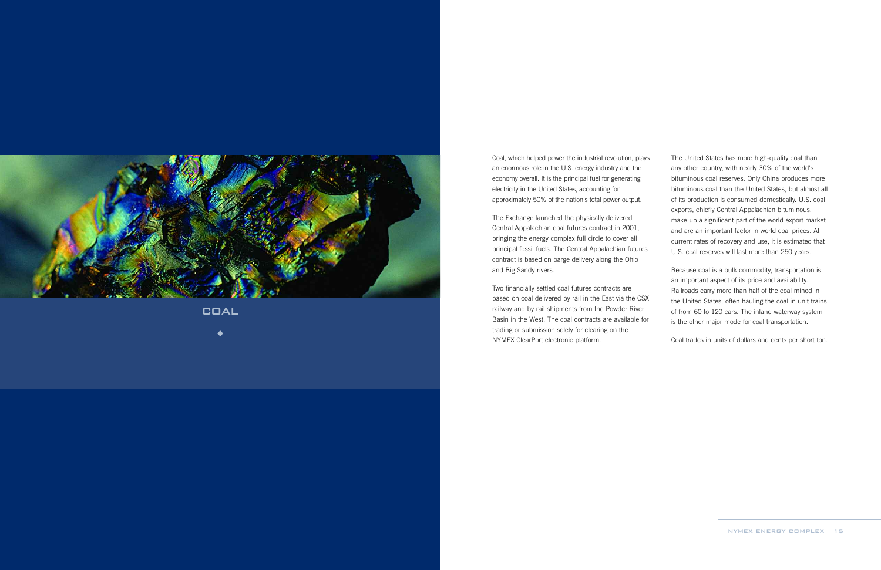# COAL

Coal, which helped power the industrial revolution, plays an enormous role in the U.S. energy industry and the economy overall. It is the principal fuel for generating electricity in the United States, accounting for approximately 50% of the nation's total power output.

The Exchange launched the physically delivered Central Appalachian coal futures contract in 2001, bringing the energy complex full circle to cover all principal fossil fuels. The Central Appalachian futures contract is based on barge delivery along the Ohio and Big Sandy rivers.

Two financially settled coal futures contracts are based on coal delivered by rail in the East via the CSX railway and by rail shipments from the Powder River Basin in the West. The coal contracts are available for trading or submission solely for clearing on the NYMEX ClearPort electronic platform.

The United States has more high-quality coal than any other country, with nearly 30% of the world's bituminous coal reserves. Only China produces more bituminous coal than the United States, but almost all of its production is consumed domestically. U.S. coal exports, chiefly Central Appalachian bituminous, make up a significant part of the world export market and are an important factor in world coal prices. At current rates of recovery and use, it is estimated that U.S. coal reserves will last more than 250 years.

Because coal is a bulk commodity, transportation is an important aspect of its price and availability. Railroads carry more than half of the coal mined in the United States, often hauling the coal in unit trains of from 60 to 120 cars. The inland waterway system is the other major mode for coal transportation.

Coal trades in units of dollars and cents per short ton.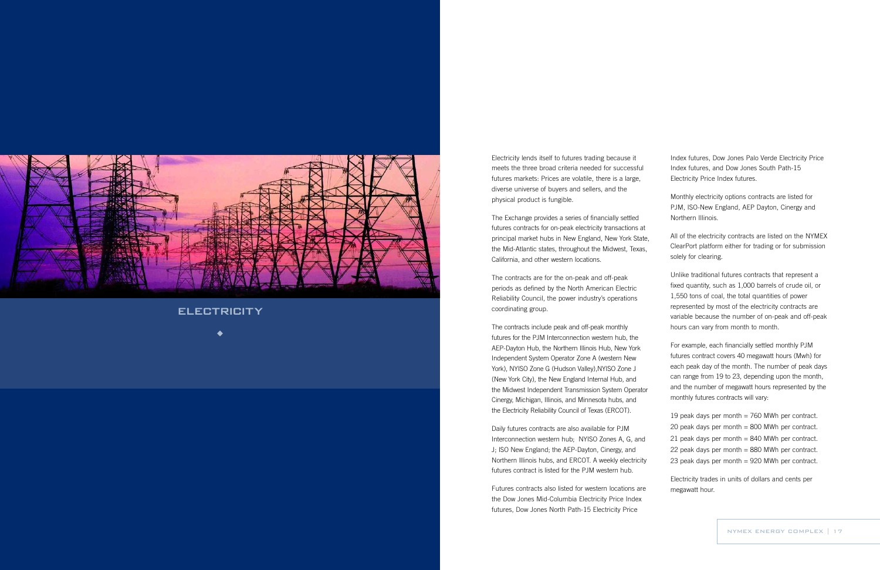# ELECTRICITY

Electricity lends itself to futures trading because it meets the three broad criteria needed for successful futures markets: Prices are volatile, there is a large, diverse universe of buyers and sellers, and the physical product is fungible.

The Exchange provides a series of financially settled futures contracts for on-peak electricity transactions at principal market hubs in New England, New York State, the Mid-Atlantic states, throughout the Midwest, Texas, California, and other western locations.

The contracts are for the on-peak and off-peak periods as defined by the North American Electric Reliability Council, the power industry's operations coordinating group.

The contracts include peak and off-peak monthly futures for the PJM Interconnection western hub, the AEP-Dayton Hub, the Northern Illinois Hub, New York Independent System Operator Zone A (western New York), NYISO Zone G (Hudson Valley),NYISO Zone J (New York City), the New England Internal Hub, and the Midwest Independent Transmission System Operator Cinergy, Michigan, Illinois, and Minnesota hubs, and the Electricity Reliability Council of Texas (ERCOT).

Daily futures contracts are also available for PJM Interconnection western hub; NYISO Zones A, G, and J; ISO New England; the AEP-Dayton, Cinergy, and Northern Illinois hubs, and ERCOT. A weekly electricity futures contract is listed for the PJM western hub.

Futures contracts also listed for western locations are the Dow Jones Mid-Columbia Electricity Price Index futures, Dow Jones North Path-15 Electricity Price Index futures, Dow Jones Palo Verde Electricity Price Index futures, and Dow Jones South Path-15 Electricity Price Index futures.

Monthly electricity options contracts are listed for PJM, ISO-New England, AEP Dayton, Cinergy and Northern Illinois.

All of the electricity contracts are listed on the NYMEX ClearPort platform either for trading or for submission solely for clearing.

Unlike traditional futures contracts that represent a fixed quantity, such as 1,000 barrels of crude oil, or 1,550 tons of coal, the total quantities of power represented by most of the electricity contracts are variable because the number of on-peak and off-peak hours can vary from month to month.

For example, each financially settled monthly PJM futures contract covers 40 megawatt hours (Mwh) for each peak day of the month. The number of peak days can range from 19 to 23, depending upon the month, and the number of megawatt hours represented by the monthly futures contracts will vary:

19 peak days per month = 760 MWh per contract.
20 peak days per month = 800 MWh per contract.
21 peak days per month = 840 MWh per contract.
22 peak days per month = 880 MWh per contract.
23 peak days per month = 920 MWh per contract.

Electricity trades in units of dollars and cents per megawatt hour.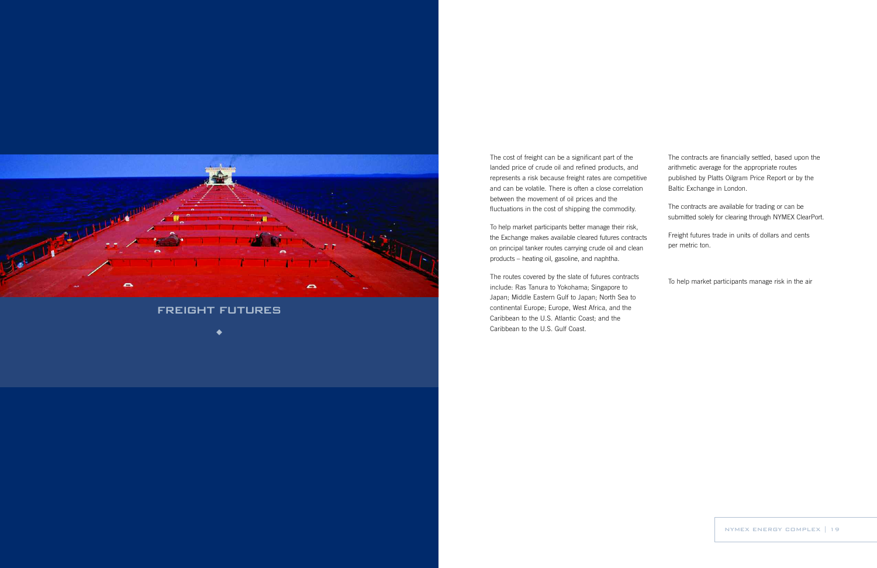# FREIGHT FUTURES

The cost of freight can be a significant part of the landed price of crude oil and refined products, and represents a risk because freight rates are competitive and can be volatile. There is often a close correlation between the movement of oil prices and the fluctuations in the cost of shipping the commodity.

To help market participants better manage their risk, the Exchange makes available cleared futures contracts on principal tanker routes carrying crude oil and clean products – heating oil, gasoline, and naphtha.

The routes covered by the slate of futures contracts include: Ras Tanura to Yokohama; Singapore to Japan; Middle Eastern Gulf to Japan; North Sea to continental Europe; Europe, West Africa, and the Caribbean to the U.S. Atlantic Coast; and the Caribbean to the U.S. Gulf Coast.

The contracts are financially settled, based upon the arithmetic average for the appropriate routes published by Platts Oilgram Price Report or by the Baltic Exchange in London.

The contracts are available for trading or can be submitted solely for clearing through NYMEX ClearPort.

Freight futures trade in units of dollars and cents per metric ton.

To help market participants manage risk in the air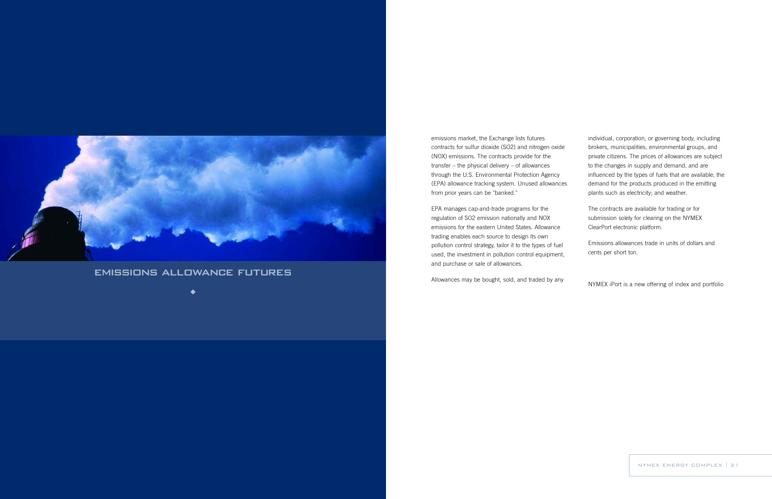# EMISSIONS ALLOWANCE FUTURES

emissions market, the Exchange lists futures contracts for sulfur dioxide (SO2) and nitrogen oxide (NOX) emissions. The contracts provide for the transfer – the physical delivery – of allowances through the U.S. Environmental Protection Agency (EPA) allowance tracking system. Unused allowances from prior years can be "banked."

EPA manages cap-and-trade programs for the regulation of SO2 emission nationally and NOX emissions for the eastern United States. Allowance trading enables each source to design its own pollution control strategy, tailor it to the types of fuel used, the investment in pollution control equipment, and purchase or sale of allowances.

Allowances may be bought, sold, and traded by any individual, corporation, or governing body, including brokers, municipalities, environmental groups, and private citizens. The prices of allowances are subject to the changes in supply and demand, and are influenced by the types of fuels that are available; the demand for the products produced in the emitting plants such as electricity; and weather.

The contracts are available for trading or for submission solely for clearing on the NYMEX ClearPort electronic platform.

Emissions allowances trade in units of dollars and cents per short ton.

NYMEX iPort is a new offering of index and portfolio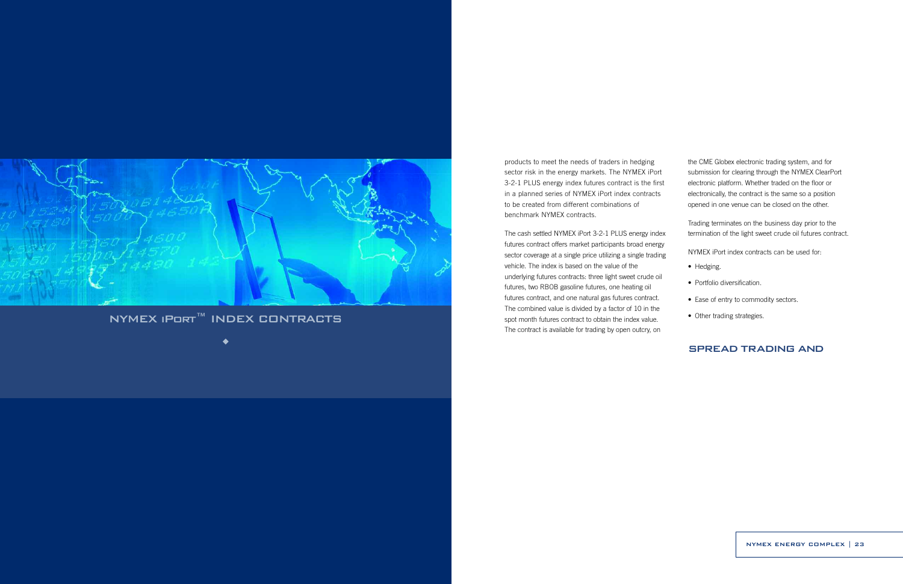## NYMEX iPort™ Index Contracts

products to meet the needs of traders in hedging sector risk in the energy markets. The NYMEX iPort 3-2-1 PLUS energy index futures contract is the first in a planned series of NYMEX iPort index contracts to be created from different combinations of benchmark NYMEX contracts.

The cash settled NYMEX iPort 3-2-1 PLUS energy index futures contract offers market participants broad energy sector coverage at a single price utilizing a single trading vehicle. The index is based on the value of the underlying futures contracts: three light sweet crude oil futures, two RBOB gasoline futures, one heating oil futures contract, and one natural gas futures contract. The combined value is divided by a factor of 10 in the spot month futures contract to obtain the index value. The contract is available for trading by open outcry, on the CME Globex electronic trading system, and for submission for clearing through the NYMEX ClearPort electronic platform. Whether traded on the floor or electronically, the contract is the same so a position opened in one venue can be closed on the other.

Trading terminates on the business day prior to the termination of the light sweet crude oil futures contract.

NYMEX iPort index contracts can be used for:

- Hedging.
- Portfolio diversification.
- Ease of entry to commodity sectors.
- Other trading strategies.

## SPREAD TRADING AND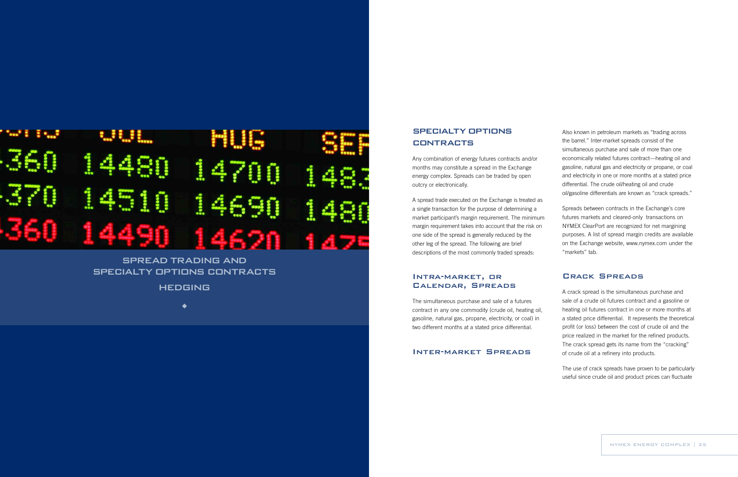SPREAD TRADING AND SPECIALTY OPTIONS CONTRACTS

HEDGING

◆

## SPECIALTY OPTIONS CONTRACTS

Any combination of energy futures contracts and/or months may constitute a spread in the Exchange energy complex. Spreads can be traded by open outcry or electronically.

A spread trade executed on the Exchange is treated as a single transaction for the purpose of determining a market participant's margin requirement. The minimum margin requirement takes into account that the risk on one side of the spread is generally reduced by the other leg of the spread. The following are brief descriptions of the most commonly traded spreads:

### Intra-market, or Calendar, Spreads

The simultaneous purchase and sale of a futures contract in any one commodity (crude oil, heating oil, gasoline, natural gas, propane, electricity, or coal) in two different months at a stated price differential.

### Inter-market Spreads

Also known in petroleum markets as "trading across the barrel." Inter-market spreads consist of the simultaneous purchase and sale of more than one economically related futures contract—heating oil and gasoline, natural gas and electricity or propane, or coal and electricity in one or more months at a stated price differential. The crude oil/heating oil and crude oil/gasoline differentials are known as "crack spreads."

Spreads between contracts in the Exchange's core futures markets and cleared-only transactions on NYMEX ClearPort are recognized for net margining purposes. A list of spread margin credits are available on the Exchange website, www.nymex.com under the "markets" tab.

### Crack Spreads

A crack spread is the simultaneous purchase and sale of a crude oil futures contract and a gasoline or heating oil futures contract in one or more months at a stated price differential. It represents the theoretical profit (or loss) between the cost of crude oil and the price realized in the market for the refined products. The crack spread gets its name from the "cracking" of crude oil at a refinery into products.

The use of crack spreads have proven to be particularly useful since crude oil and product prices can fluctuate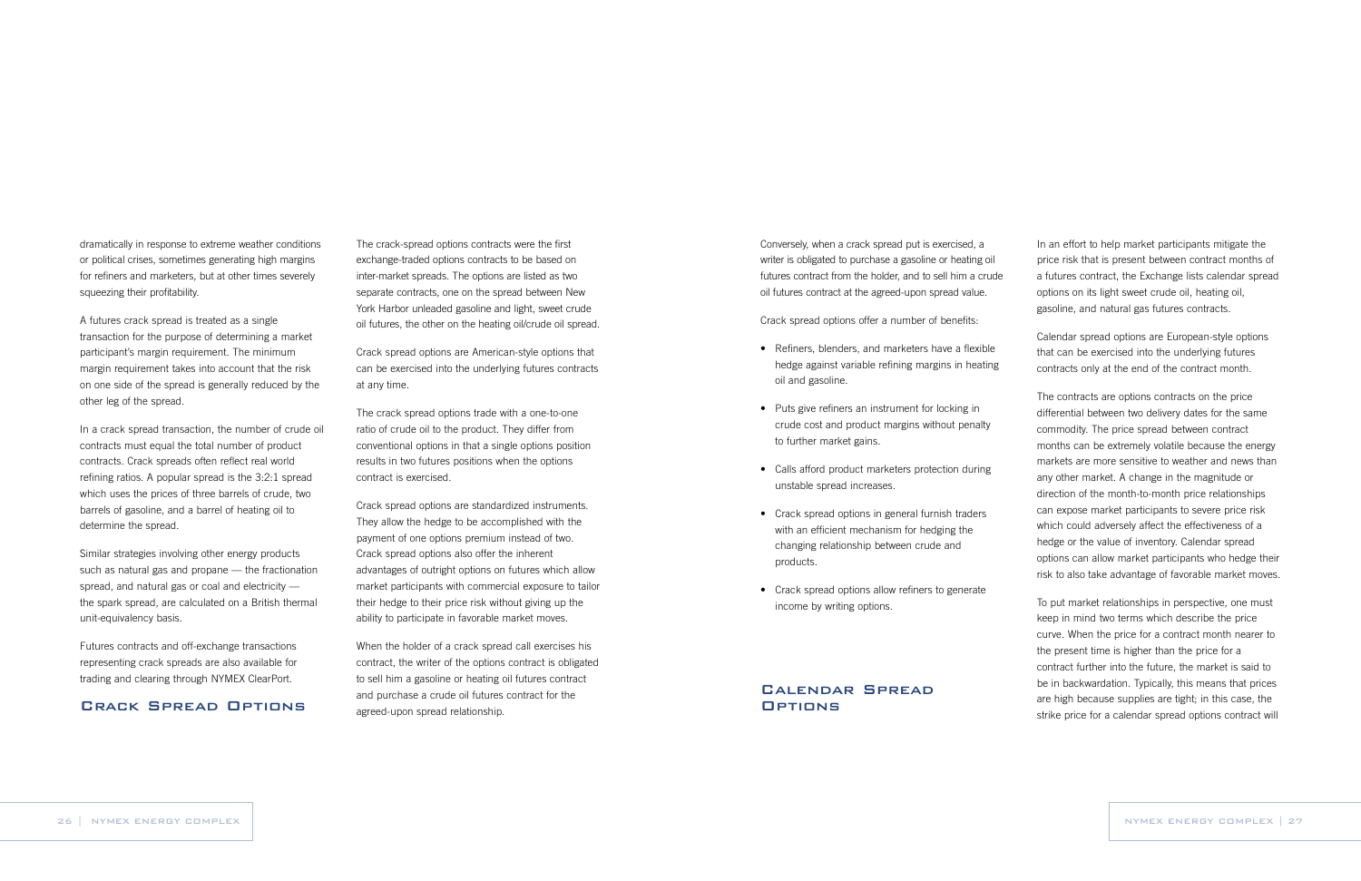dramatically in response to extreme weather conditions or political crises, sometimes generating high margins for refiners and marketers, but at other times severely squeezing their profitability.

A futures crack spread is treated as a single transaction for the purpose of determining a market participant's margin requirement. The minimum margin requirement takes into account that the risk on one side of the spread is generally reduced by the other leg of the spread.

In a crack spread transaction, the number of crude oil contracts must equal the total number of product contracts. Crack spreads often reflect real world refining ratios. A popular spread is the 3:2:1 spread which uses the prices of three barrels of crude, two barrels of gasoline, and a barrel of heating oil to determine the spread.

Similar strategies involving other energy products such as natural gas and propane — the fractionation spread, and natural gas or coal and electricity — the spark spread, are calculated on a British thermal unit-equivalency basis.

Futures contracts and off-exchange transactions representing crack spreads are also available for trading and clearing through NYMEX ClearPort.

## Crack Spread Options

The crack-spread options contracts were the first exchange-traded options contracts to be based on inter-market spreads. The options are listed as two separate contracts, one on the spread between New York Harbor unleaded gasoline and light, sweet crude oil futures, the other on the heating oil/crude oil spread.

Crack spread options are American-style options that can be exercised into the underlying futures contracts at any time.

The crack spread options trade with a one-to-one ratio of crude oil to the product. They differ from conventional options in that a single options position results in two futures positions when the options contract is exercised.

Crack spread options are standardized instruments. They allow the hedge to be accomplished with the payment of one options premium instead of two. Crack spread options also offer the inherent advantages of outright options on futures which allow market participants with commercial exposure to tailor their hedge to their price risk without giving up the ability to participate in favorable market moves.

When the holder of a crack spread call exercises his contract, the writer of the options contract is obligated to sell him a gasoline or heating oil futures contract and purchase a crude oil futures contract for the agreed-upon spread relationship.

Conversely, when a crack spread put is exercised, a writer is obligated to purchase a gasoline or heating oil futures contract from the holder, and to sell him a crude oil futures contract at the agreed-upon spread value.

Crack spread options offer a number of benefits:

- Refiners, blenders, and marketers have a flexible hedge against variable refining margins in heating oil and gasoline.
- Puts give refiners an instrument for locking in crude cost and product margins without penalty to further market gains.
- Calls afford product marketers protection during unstable spread increases.
- Crack spread options in general furnish traders with an efficient mechanism for hedging the changing relationship between crude and products.
- Crack spread options allow refiners to generate income by writing options.

## Calendar Spread Options

In an effort to help market participants mitigate the price risk that is present between contract months of a futures contract, the Exchange lists calendar spread options on its light sweet crude oil, heating oil, gasoline, and natural gas futures contracts.

Calendar spread options are European-style options that can be exercised into the underlying futures contracts only at the end of the contract month.

The contracts are options contracts on the price differential between two delivery dates for the same commodity. The price spread between contract months can be extremely volatile because the energy markets are more sensitive to weather and news than any other market. A change in the magnitude or direction of the month-to-month price relationships can expose market participants to severe price risk which could adversely affect the effectiveness of a hedge or the value of inventory. Calendar spread options can allow market participants who hedge their risk to also take advantage of favorable market moves.

To put market relationships in perspective, one must keep in mind two terms which describe the price curve. When the price for a contract month nearer to the present time is higher than the price for a contract further into the future, the market is said to be in backwardation. Typically, this means that prices are high because supplies are tight; in this case, the strike price for a calendar spread options contract will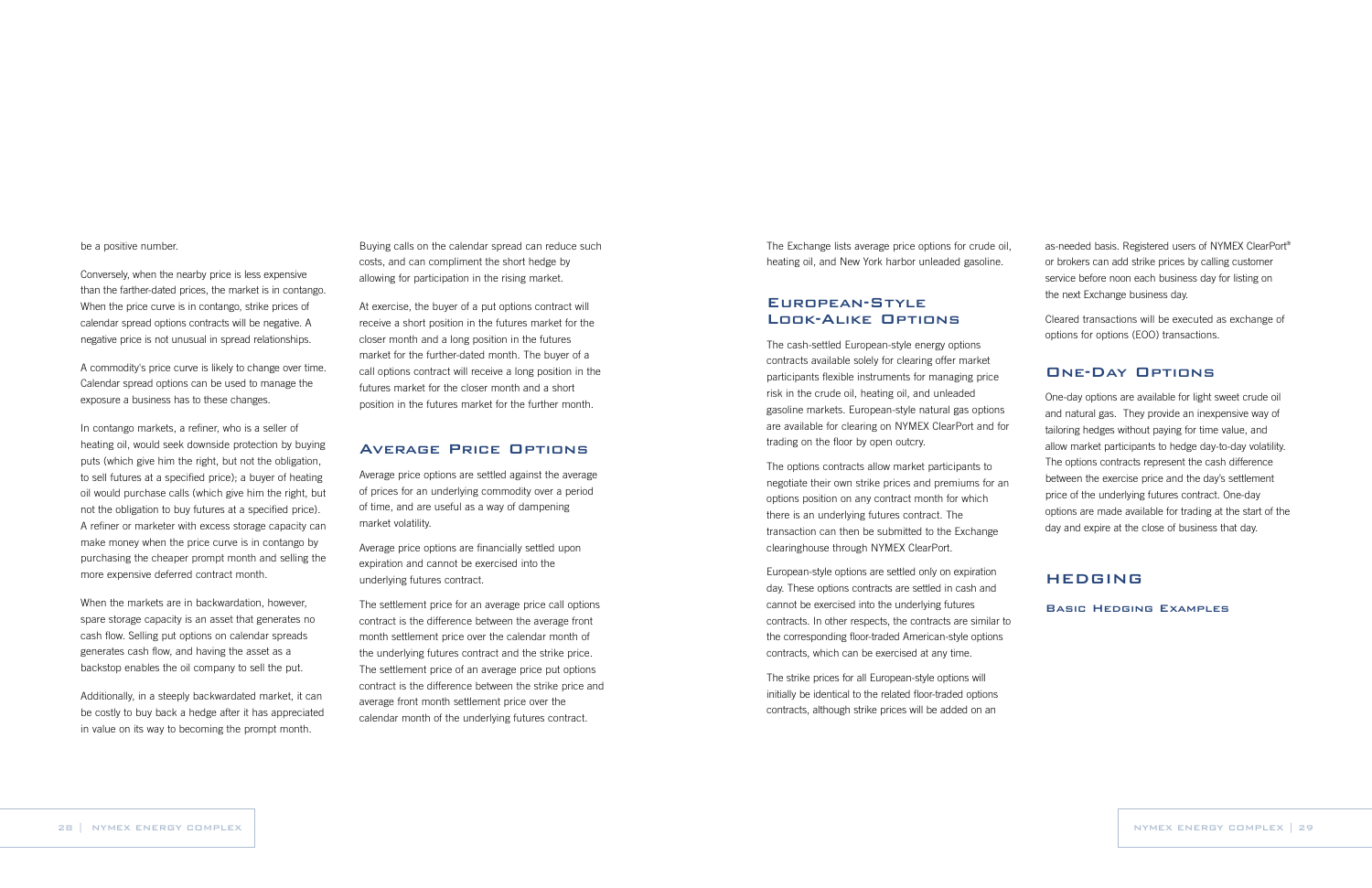be a positive number.

Conversely, when the nearby price is less expensive than the farther-dated prices, the market is in contango. When the price curve is in contango, strike prices of calendar spread options contracts will be negative. A negative price is not unusual in spread relationships.

A commodity's price curve is likely to change over time. Calendar spread options can be used to manage the exposure a business has to these changes.

In contango markets, a refiner, who is a seller of heating oil, would seek downside protection by buying puts (which give him the right, but not the obligation, to sell futures at a specified price); a buyer of heating oil would purchase calls (which give him the right, but not the obligation to buy futures at a specified price). A refiner or marketer with excess storage capacity can make money when the price curve is in contango by purchasing the cheaper prompt month and selling the more expensive deferred contract month.

When the markets are in backwardation, however, spare storage capacity is an asset that generates no cash flow. Selling put options on calendar spreads generates cash flow, and having the asset as a backstop enables the oil company to sell the put.

Additionally, in a steeply backwardated market, it can be costly to buy back a hedge after it has appreciated in value on its way to becoming the prompt month. Buying calls on the calendar spread can reduce such costs, and can compliment the short hedge by allowing for participation in the rising market.

At exercise, the buyer of a put options contract will receive a short position in the futures market for the closer month and a long position in the futures market for the further-dated month. The buyer of a call options contract will receive a long position in the futures market for the closer month and a short position in the futures market for the further month.

## Average Price Options

Average price options are settled against the average of prices for an underlying commodity over a period of time, and are useful as a way of dampening market volatility.

Average price options are financially settled upon expiration and cannot be exercised into the underlying futures contract.

The settlement price for an average price call options contract is the difference between the average front month settlement price over the calendar month of the underlying futures contract and the strike price. The settlement price of an average price put options contract is the difference between the strike price and average front month settlement price over the calendar month of the underlying futures contract.

The Exchange lists average price options for crude oil, heating oil, and New York harbor unleaded gasoline.

## European-Style Look-Alike Options

The cash-settled European-style energy options contracts available solely for clearing offer market participants flexible instruments for managing price risk in the crude oil, heating oil, and unleaded gasoline markets. European-style natural gas options are available for clearing on NYMEX ClearPort and for trading on the floor by open outcry.

The options contracts allow market participants to negotiate their own strike prices and premiums for an options position on any contract month for which there is an underlying futures contract. The transaction can then be submitted to the Exchange clearinghouse through NYMEX ClearPort.

European-style options are settled only on expiration day. These options contracts are settled in cash and cannot be exercised into the underlying futures contracts. In other respects, the contracts are similar to the corresponding floor-traded American-style options contracts, which can be exercised at any time.

The strike prices for all European-style options will initially be identical to the related floor-traded options contracts, although strike prices will be added on an as-needed basis. Registered users of NYMEX ClearPort® or brokers can add strike prices by calling customer service before noon each business day for listing on the next Exchange business day.

Cleared transactions will be executed as exchange of options for options (EOO) transactions.

## One-Day Options

One-day options are available for light sweet crude oil and natural gas. They provide an inexpensive way of tailoring hedges without paying for time value, and allow market participants to hedge day-to-day volatility. The options contracts represent the cash difference between the exercise price and the day's settlement price of the underlying futures contract. One-day options are made available for trading at the start of the day and expire at the close of business that day.

# HEDGING

### Basic Hedging Examples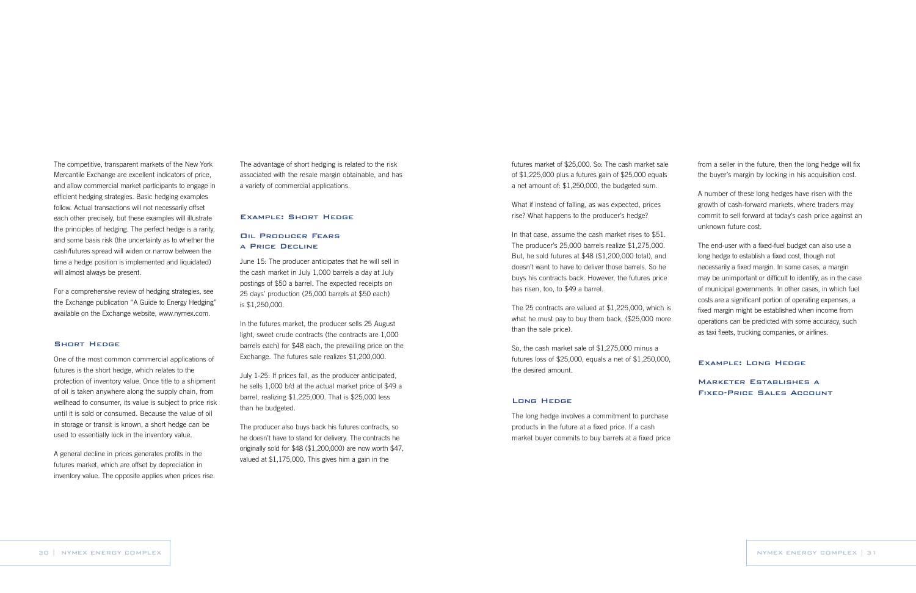The competitive, transparent markets of the New York Mercantile Exchange are excellent indicators of price, and allow commercial market participants to engage in efficient hedging strategies. Basic hedging examples follow. Actual transactions will not necessarily offset each other precisely, but these examples will illustrate the principles of hedging. The perfect hedge is a rarity, and some basis risk (the uncertainty as to whether the cash/futures spread will widen or narrow between the time a hedge position is implemented and liquidated) will almost always be present.

For a comprehensive review of hedging strategies, see the Exchange publication "A Guide to Energy Hedging" available on the Exchange website, www.nymex.com.

## Short Hedge

One of the most common commercial applications of futures is the short hedge, which relates to the protection of inventory value. Once title to a shipment of oil is taken anywhere along the supply chain, from wellhead to consumer, its value is subject to price risk until it is sold or consumed. Because the value of oil in storage or transit is known, a short hedge can be used to essentially lock in the inventory value.

A general decline in prices generates profits in the futures market, which are offset by depreciation in inventory value. The opposite applies when prices rise.

The advantage of short hedging is related to the risk associated with the resale margin obtainable, and has a variety of commercial applications.

### Example: Short Hedge

### Oil Producer Fears a Price Decline

June 15: The producer anticipates that he will sell in the cash market in July 1,000 barrels a day at July postings of $50 a barrel. The expected receipts on 25 days' production (25,000 barrels at $50 each) is $1,250,000.

In the futures market, the producer sells 25 August light, sweet crude contracts (the contracts are 1,000 barrels each) for $48 each, the prevailing price on the Exchange. The futures sale realizes $1,200,000.

July 1-25: If prices fall, as the producer anticipated, he sells 1,000 b/d at the actual market price of $49 a barrel, realizing $1,225,000. That is $25,000 less than he budgeted.

The producer also buys back his futures contracts, so he doesn't have to stand for delivery. The contracts he originally sold for $48 ($1,200,000) are now worth $47, valued at $1,175,000. This gives him a gain in the futures market of $25,000. So: The cash market sale of $1,225,000 plus a futures gain of $25,000 equals a net amount of: $1,250,000, the budgeted sum.

What if instead of falling, as was expected, prices rise? What happens to the producer's hedge?

In that case, assume the cash market rises to $51. The producer's 25,000 barrels realize $1,275,000. But, he sold futures at $48 ($1,200,000 total), and doesn't want to have to deliver those barrels. So he buys his contracts back. However, the futures price has risen, too, to $49 a barrel.

The 25 contracts are valued at $1,225,000, which is what he must pay to buy them back, ($25,000 more than the sale price).

So, the cash market sale of $1,275,000 minus a futures loss of $25,000, equals a net of $1,250,000, the desired amount.

## Long Hedge

The long hedge involves a commitment to purchase products in the future at a fixed price. If a cash market buyer commits to buy barrels at a fixed price from a seller in the future, then the long hedge will fix the buyer's margin by locking in his acquisition cost.

A number of these long hedges have risen with the growth of cash-forward markets, where traders may commit to sell forward at today's cash price against an unknown future cost.

The end-user with a fixed-fuel budget can also use a long hedge to establish a fixed cost, though not necessarily a fixed margin. In some cases, a margin may be unimportant or difficult to identify, as in the case of municipal governments. In other cases, in which fuel costs are a significant portion of operating expenses, a fixed margin might be established when income from operations can be predicted with some accuracy, such as taxi fleets, trucking companies, or airlines.

### Example: Long Hedge

### Marketer Establishes a Fixed-Price Sales Account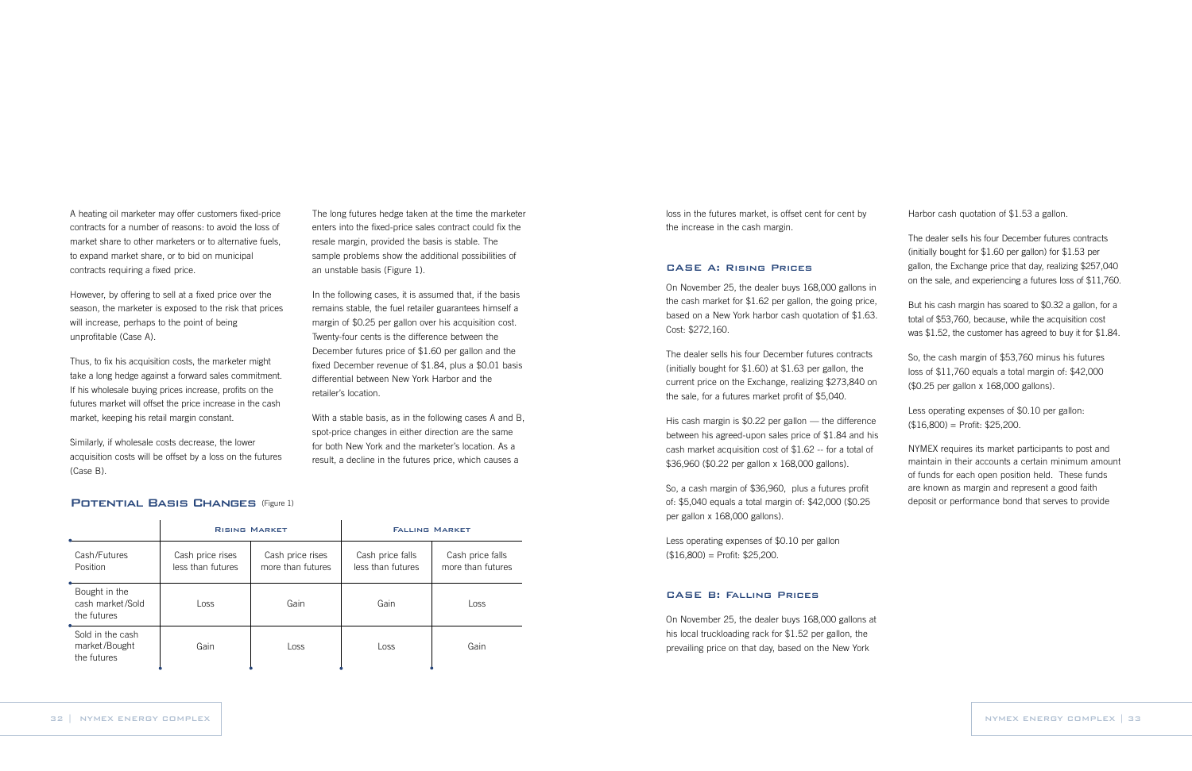A heating oil marketer may offer customers fixed-price contracts for a number of reasons: to avoid the loss of market share to other marketers or to alternative fuels, to expand market share, or to bid on municipal contracts requiring a fixed price.

However, by offering to sell at a fixed price over the season, the marketer is exposed to the risk that prices will increase, perhaps to the point of being unprofitable (Case A).

Thus, to fix his acquisition costs, the marketer might take a long hedge against a forward sales commitment. If his wholesale buying prices increase, profits on the futures market will offset the price increase in the cash market, keeping his retail margin constant.

Similarly, if wholesale costs decrease, the lower acquisition costs will be offset by a loss on the futures (Case B).

The long futures hedge taken at the time the marketer enters into the fixed-price sales contract could fix the resale margin, provided the basis is stable. The sample problems show the additional possibilities of an unstable basis (Figure 1).

In the following cases, it is assumed that, if the basis remains stable, the fuel retailer guarantees himself a margin of $0.25 per gallon over his acquisition cost. Twenty-four cents is the difference between the December futures price of $1.60 per gallon and the fixed December revenue of $1.84, plus a $0.01 basis differential between New York Harbor and the retailer's location.

With a stable basis, as in the following cases A and B, spot-price changes in either direction are the same for both New York and the marketer's location. As a result, a decline in the futures price, which causes a loss in the futures market, is offset cent for cent by the increase in the cash margin.

## Potential Basis Changes (Figure 1)

| | Rising Market | | Falling Market | |
|---|---|---|---|---|
| Cash/Futures Position | Cash price rises less than futures | Cash price rises more than futures | Cash price falls less than futures | Cash price falls more than futures |
| Bought in the cash market/Sold the futures | Loss | Gain | Gain | Loss |
| Sold in the cash market/Bought the futures | Gain | Loss | Loss | Gain |

### Case A: Rising Prices

On November 25, the dealer buys 168,000 gallons in the cash market for $1.62 per gallon, the going price, based on a New York harbor cash quotation of $1.63. Cost: $272,160.

The dealer sells his four December futures contracts (initially bought for $1.60) at $1.63 per gallon, the current price on the Exchange, realizing $273,840 on the sale, for a futures market profit of $5,040.

His cash margin is $0.22 per gallon — the difference between his agreed-upon sales price of $1.84 and his cash market acquisition cost of $1.62 -- for a total of $36,960 ($0.22 per gallon x 168,000 gallons).

So, a cash margin of $36,960, plus a futures profit of: $5,040 equals a total margin of: $42,000 ($0.25 per gallon x 168,000 gallons).

Less operating expenses of $0.10 per gallon ($16,800) = Profit: $25,200.

### Case B: Falling Prices

On November 25, the dealer buys 168,000 gallons at his local truckloading rack for $1.52 per gallon, the prevailing price on that day, based on the New York Harbor cash quotation of $1.53 a gallon.

The dealer sells his four December futures contracts (initially bought for $1.60 per gallon) for $1.53 per gallon, the Exchange price that day, realizing $257,040 on the sale, and experiencing a futures loss of $11,760.

But his cash margin has soared to $0.32 a gallon, for a total of $53,760, because, while the acquisition cost was $1.52, the customer has agreed to buy it for $1.84.

So, the cash margin of $53,760 minus his futures loss of $11,760 equals a total margin of: $42,000 ($0.25 per gallon x 168,000 gallons).

Less operating expenses of $0.10 per gallon: ($16,800) = Profit: $25,200.

NYMEX requires its market participants to post and maintain in their accounts a certain minimum amount of funds for each open position held. These funds are known as margin and represent a good faith deposit or performance bond that serves to provide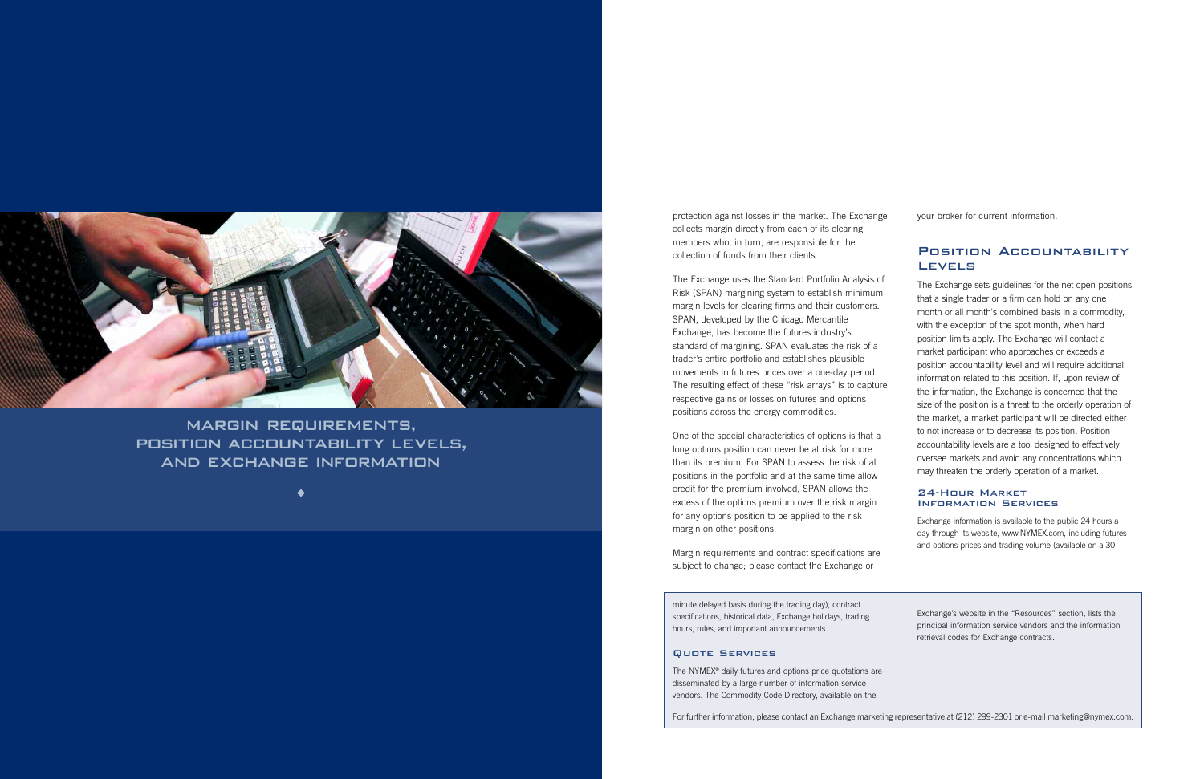# MARGIN REQUIREMENTS, POSITION ACCOUNTABILITY LEVELS, AND EXCHANGE INFORMATION

protection against losses in the market. The Exchange collects margin directly from each of its clearing members who, in turn, are responsible for the collection of funds from their clients.

The Exchange uses the Standard Portfolio Analysis of Risk (SPAN) margining system to establish minimum margin levels for clearing firms and their customers. SPAN, developed by the Chicago Mercantile Exchange, has become the futures industry's standard of margining. SPAN evaluates the risk of a trader's entire portfolio and establishes plausible movements in futures prices over a one-day period. The resulting effect of these "risk arrays" is to capture respective gains or losses on futures and options positions across the energy commodities.

One of the special characteristics of options is that a long options position can never be at risk for more than its premium. For SPAN to assess the risk of all positions in the portfolio and at the same time allow credit for the premium involved, SPAN allows the excess of the options premium over the risk margin for any options position to be applied to the risk margin on other positions.

Margin requirements and contract specifications are subject to change; please contact the Exchange or your broker for current information.

## Position Accountability Levels

The Exchange sets guidelines for the net open positions that a single trader or a firm can hold on any one month or all month's combined basis in a commodity, with the exception of the spot month, when hard position limits apply. The Exchange will contact a market participant who approaches or exceeds a position accountability level and will require additional information related to this position. If, upon review of the information, the Exchange is concerned that the size of the position is a threat to the orderly operation of the market, a market participant will be directed either to not increase or to decrease its position. Position accountability levels are a tool designed to effectively oversee markets and avoid any concentrations which may threaten the orderly operation of a market.

### 24-Hour Market Information Services

Exchange information is available to the public 24 hours a day through its website, www.NYMEX.com, including futures and options prices and trading volume (available on a 30-minute delayed basis during the trading day), contract specifications, historical data, Exchange holidays, trading hours, rules, and important announcements.

### Quote Services

The NYMEX® daily futures and options price quotations are disseminated by a large number of information service vendors. The Commodity Code Directory, available on the Exchange's website in the "Resources" section, lists the principal information service vendors and the information retrieval codes for Exchange contracts.

For further information, please contact an Exchange marketing representative at (212) 299-2301 or e-mail marketing@nymex.com.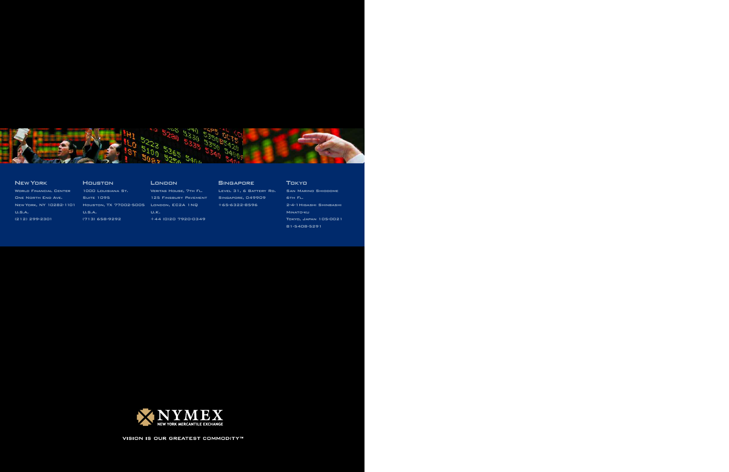**New York**
World Financial Center
One North End Ave.
New York, NY 10282-1101
U.S.A.
(212) 299-2301

**Houston**
1000 Louisiana St.
Suite 1095
Houston, TX 77002-5005
U.S.A.
(713) 658-9292

**London**
Veritas House, 7th Fl.
125 Finsbury Pavement
London, EC2A 1NQ
U.K.
+44 (0)20 7920-0349

**Singapore**
Level 31, 6 Battery Rd.
Singapore, 049909
+65-6322-8596

**Tokyo**
San Marino Shiodome
6th Fl.
2-4-1 Higashi Shinbashi
Minato-ku
Tokyo, Japan 105-0021
81-5408-5291

NYMEX
NEW YORK MERCANTILE EXCHANGE

VISION IS OUR GREATEST COMMODITY™